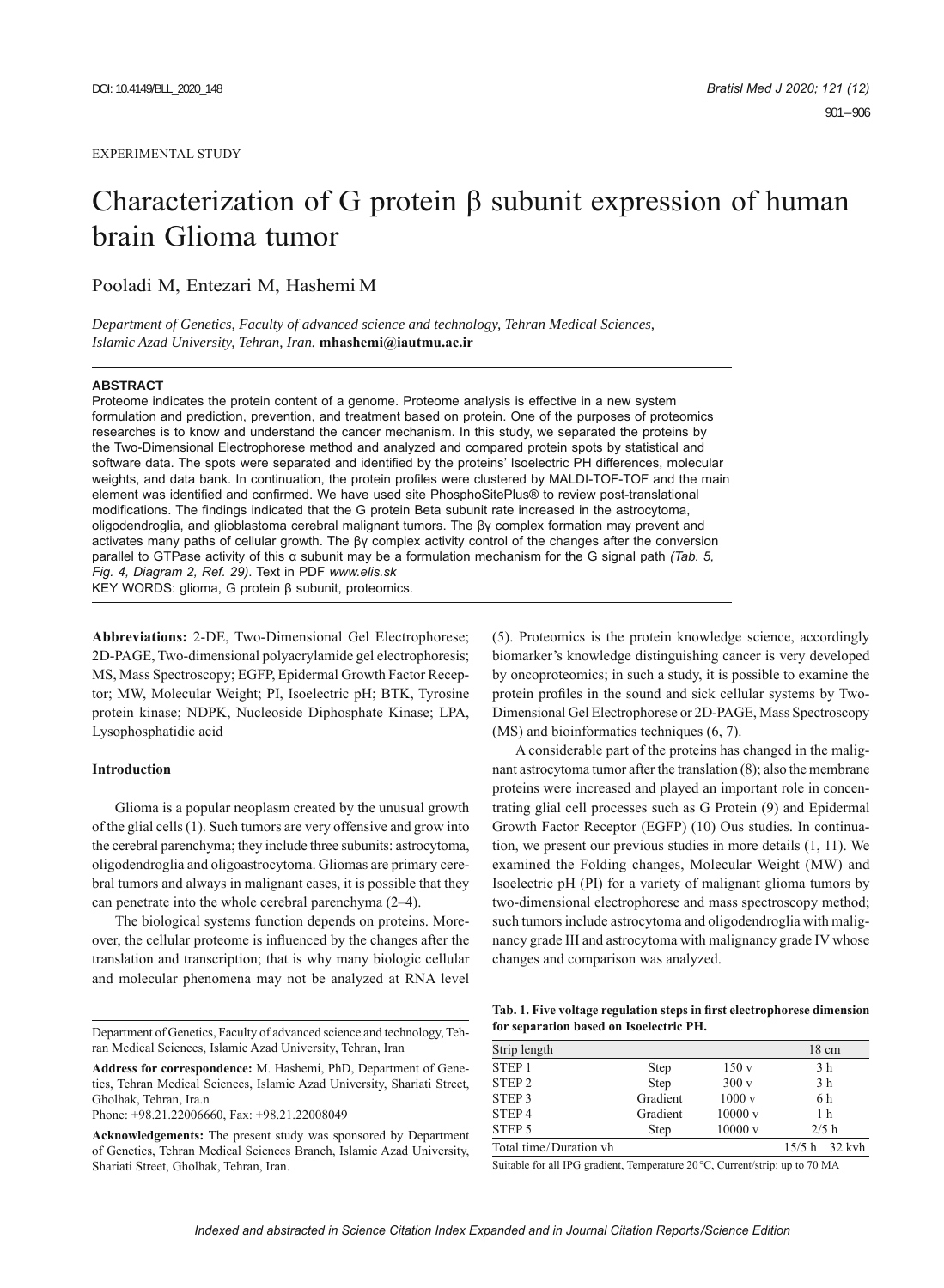EXPERIMENTAL STUDY

# Characterization of G protein β subunit expression of human brain Glioma tumor

Pooladi M, Entezari M, Hashemi M

*Department of Genetics, Faculty of advanced science and technology, Tehran Medical Sciences, Islamic Azad University, Tehran, Iran.* **mhashemi@iautmu.ac.ir**

**ABSTRACT**

Proteome indicates the protein content of a genome. Proteome analysis is effective in a new system formulation and prediction, prevention, and treatment based on protein. One of the purposes of proteomics researches is to know and understand the cancer mechanism. In this study, we separated the proteins by the Two-Dimensional Electrophorese method and analyzed and compared protein spots by statistical and software data. The spots were separated and identified by the proteins' Isoelectric PH differences, molecular weights, and data bank. In continuation, the protein profiles were clustered by MALDI-TOF-TOF and the main element was identified and confirmed. We have used site PhosphoSitePlus® to review post-translational modifications. The findings indicated that the G protein Beta subunit rate increased in the astrocytoma, oligodendroglia, and glioblastoma cerebral malignant tumors. The βγ complex formation may prevent and activates many paths of cellular growth. The βγ complex activity control of the changes after the conversion parallel to GTPase activity of this α subunit may be a formulation mechanism for the G signal path *(Tab. 5, Fig. 4, Diagram 2, Ref. 29)*. Text in PDF *www.elis.sk*

KEY WORDS: glioma, G protein β subunit, proteomics.

**Abbreviations:** 2-DE, Two-Dimensional Gel Electrophorese; 2D-PAGE, Two-dimensional polyacrylamide gel electrophoresis; MS, Mass Spectroscopy; EGFP, Epidermal Growth Factor Receptor; MW, Molecular Weight; PI, Isoelectric pH; BTK, Tyrosine protein kinase; NDPK, Nucleoside Diphosphate Kinase; LPA, Lysophosphatidic acid

## Introduction

Glioma is a popular neoplasm created by the unusual growth of the glial cells (1). Such tumors are very offensive and grow into the cerebral parenchyma; they include three subunits: astrocytoma, oligodendroglia and oligoastrocytoma. Gliomas are primary cerebral tumors and always in malignant cases, it is possible that they can penetrate into the whole cerebral parenchyma (2–4).

The biological systems function depends on proteins. Moreover, the cellular proteome is influenced by the changes after the translation and transcription; that is why many biologic cellular and molecular phenomena may not be analyzed at RNA level (5). Proteomics is the protein knowledge science, accordingly biomarker's knowledge distinguishing cancer is very developed by oncoproteomics; in such a study, it is possible to examine the protein profiles in the sound and sick cellular systems by Two-Dimensional Gel Electrophorese or 2D-PAGE, Mass Spectroscopy (MS) and bioinformatics techniques (6, 7).

A considerable part of the proteins has changed in the malignant astrocytoma tumor after the translation (8); also the membrane proteins were increased and played an important role in concentrating glial cell processes such as G Protein (9) and Epidermal Growth Factor Receptor (EGFP) (10) Ous studies. In continuation, we present our previous studies in more details (1, 11). We examined the Folding changes, Molecular Weight (MW) and Isoelectric pH (PI) for a variety of malignant glioma tumors by two-dimensional electrophorese and mass spectroscopy method; such tumors include astrocytoma and oligodendroglia with malignancy grade III and astrocytoma with malignancy grade IV whose changes and comparison was analyzed.

**Tab. 1. Five voltage regulation steps in first electrophorese dimension for separation based on Isoelectric PH.**

| Strip length | | | 18 cm |
|---|---|---|---|
| STEP 1 | Step | 150 v | 3 h |
| STEP 2 | Step | 300 v | 3 h |
| STEP 3 | Gradient | 1000 v | 6 h |
| STEP 4 | Gradient | 10000 v | 1 h |
| STEP 5 | Step | 10000 v | 2/5 h |
| Total time/Duration vh | | | 15/5 h 32 kvh |

Suitable for all IPG gradient, Temperature 20 °C, Current/strip: up to 70 MA

Department of Genetics, Faculty of advanced science and technology, Tehran Medical Sciences, Islamic Azad University, Tehran, Iran

**Address for correspondence:** M. Hashemi, PhD, Department of Genetics, Tehran Medical Sciences, Islamic Azad University, Shariati Street, Gholhak, Tehran, Ira.n

Phone: +98.21.22006660, Fax: +98.21.22008049

**Acknowledgements:** The present study was sponsored by Department of Genetics, Tehran Medical Sciences Branch, Islamic Azad University, Shariati Street, Gholhak, Tehran, Iran.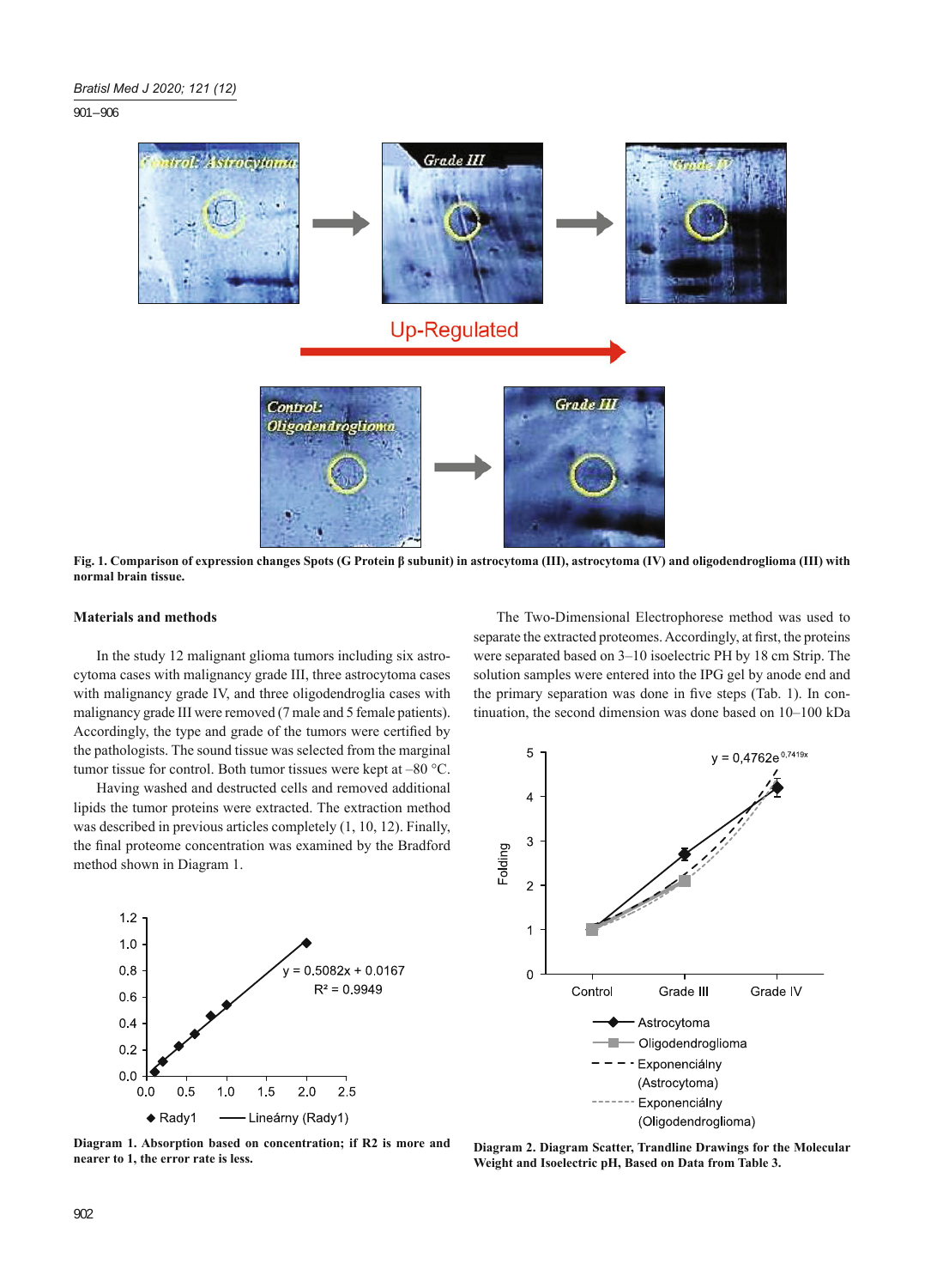Fig. 1. Comparison of expression changes Spots (G Protein β subunit) in astrocytoma (III), astrocytoma (IV) and oligodendroglioma (III) with normal brain tissue.

## Materials and methods

In the study 12 malignant glioma tumors including six astrocytoma cases with malignancy grade III, three astrocytoma cases with malignancy grade IV, and three oligodendroglia cases with malignancy grade III were removed (7 male and 5 female patients). Accordingly, the type and grade of the tumors were certified by the pathologists. The sound tissue was selected from the marginal tumor tissue for control. Both tumor tissues were kept at –80 °C.

Having washed and destructed cells and removed additional lipids the tumor proteins were extracted. The extraction method was described in previous articles completely (1, 10, 12). Finally, the final proteome concentration was examined by the Bradford method shown in Diagram 1.

Diagram 1. Absorption based on concentration; if R2 is more and nearer to 1, the error rate is less.

The Two-Dimensional Electrophorese method was used to separate the extracted proteomes. Accordingly, at first, the proteins were separated based on 3–10 isoelectric PH by 18 cm Strip. The solution samples were entered into the IPG gel by anode end and the primary separation was done in five steps (Tab. 1). In continuation, the second dimension was done based on 10–100 kDa

Diagram 2. Diagram Scatter, Trandline Drawings for the Molecular Weight and Isoelectric pH, Based on Data from Table 3.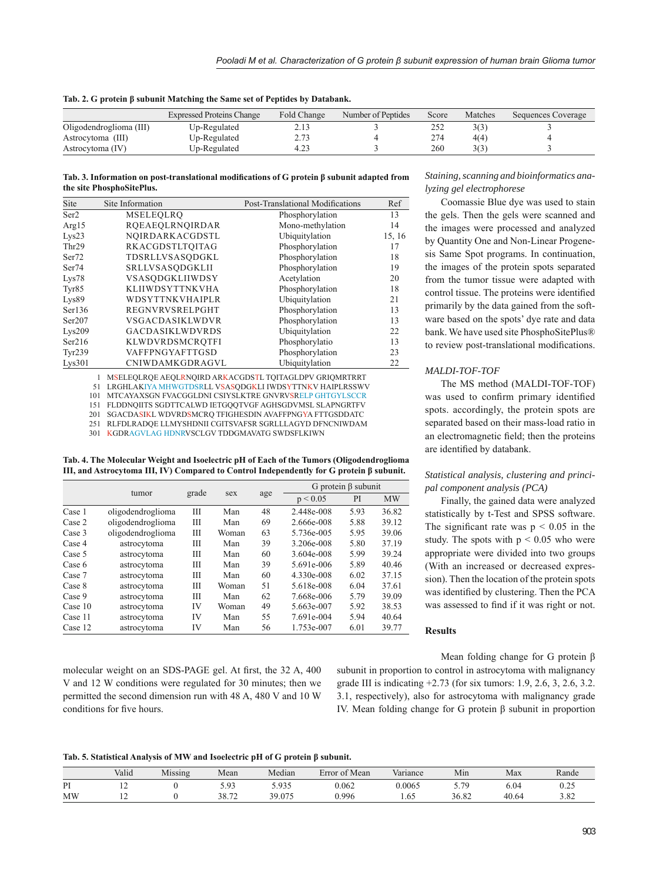**Tab. 2. G protein β subunit Matching the Same set of Peptides by Databank.**

| | Expressed Proteins Change | Fold Change | Number of Peptides | Score | Matches | Sequences Coverage |
|---|---|---|---|---|---|---|
| Oligodendroglioma (III) | Up-Regulated | 2.13 | 3 | 252 | 3(3) | 3 |
| Astrocytoma (III) | Up-Regulated | 2.73 | 4 | 274 | 4(4) | 4 |
| Astrocytoma (IV) | Up-Regulated | 4.23 | 3 | 260 | 3(3) | 3 |

**Tab. 3. Information on post-translational modifications of G protein β subunit adapted from the site PhosphoSitePlus.**

| Site | Site Information | Post-Translational Modifications | Ref |
|---|---|---|---|
| Ser2 | MSELEQLRQ | Phosphorylation | 13 |
| Arg15 | RQEAEQLRNQIRDAR | Mono-methylation | 14 |
| Lys23 | NQIRDARKACGDSTL | Ubiquitylation | 15, 16 |
| Thr29 | RKACGDSTLTQITAG | Phosphorylation | 17 |
| Ser72 | TDSRLLVSASQDGKL | Phosphorylation | 18 |
| Ser74 | SRLLVSASQDGKLII | Phosphorylation | 19 |
| Lys78 | VSASQDGKLIIWDSY | Acetylation | 20 |
| Tyr85 | KLIIWDSYTTNKVHA | Phosphorylation | 18 |
| Lys89 | WDSYTTNKVHAIPLR | Ubiquitylation | 21 |
| Ser136 | REGNVRVSRELPGHT | Phosphorylation | 13 |
| Ser207 | VSGACDASIKLWDVR | Phosphorylation | 13 |
| Lys209 | GACDASIKLWDVRDS | Ubiquitylation | 22 |
| Ser216 | KLWDVRDSMCRQTFI | Phosphorylatio | 13 |
| Tyr239 | VAFFPNGYAFTTGSD | Phosphorylation | 23 |
| Lys301 | CNIWDAMKGDRAGVL | Ubiquitylation | 22 |

```
1   MSELEQLRQE AEQLRNQIRD ARKACGDSTL TQITAGLDPV GRIQMRTRRT
51  LRGHLAKIYA MHWGTDSRLL VSASQDGKLI IWDSYTTNKV HAIPLRSSWV
101 MTCAYAXSGN FVACGGLDNI CSIYSLKTRE GNVRVSRELP GHTGYLSCCR
151 FLDDNQIITS SGDTTCALWD IETGQQTVGF AGHSGDVMSL SLAPNGRTFV
201 SGACDASIKL WDVRDSMCRQ TFIGHESDIN AVAFFPNGYA FTTGSDDATC
251 RLFDLRADQE LLMYSHDNII CGITSVAFSR SGRLLLAGYD DFNCNIWDAM
301 KGDRAGVLAG HDNRVSCLGV TDDGMAVATG SWDSFLKIWN
```

**Tab. 4. The Molecular Weight and Isoelectric pH of Each of the Tumors (Oligodendroglioma III, and Astrocytoma III, IV) Compared to Control Independently for G protein β subunit.**

| | tumor | grade | sex | age | G protein β subunit | | |
|---|---|---|---|---|---|---|---|
| | | | | | $p < 0.05$ | PI | MW |
| Case 1 | oligodendroglioma | III | Man | 48 | 2.448e-008 | 5.93 | 36.82 |
| Case 2 | oligodendroglioma | III | Man | 69 | 2.666e-008 | 5.88 | 39.12 |
| Case 3 | oligodendroglioma | III | Woman | 63 | 5.736e-005 | 5.95 | 39.06 |
| Case 4 | astrocytoma | III | Man | 39 | 3.206e-008 | 5.80 | 37.19 |
| Case 5 | astrocytoma | III | Man | 60 | 3.604e-008 | 5.99 | 39.24 |
| Case 6 | astrocytoma | III | Man | 39 | 5.691e-006 | 5.89 | 40.46 |
| Case 7 | astrocytoma | III | Man | 60 | 4.330e-008 | 6.02 | 37.15 |
| Case 8 | astrocytoma | III | Woman | 51 | 5.618e-008 | 6.04 | 37.61 |
| Case 9 | astrocytoma | III | Man | 62 | 7.668e-006 | 5.79 | 39.09 |
| Case 10 | astrocytoma | IV | Woman | 49 | 5.663e-007 | 5.92 | 38.53 |
| Case 11 | astrocytoma | IV | Man | 55 | 7.691e-004 | 5.94 | 40.64 |
| Case 12 | astrocytoma | IV | Man | 56 | 1.753e-007 | 6.01 | 39.77 |

molecular weight on an SDS-PAGE gel. At first, the 32 A, 400 V and 12 W conditions were regulated for 30 minutes; then we permitted the second dimension run with 48 A, 480 V and 10 W conditions for five hours.

*Staining, scanning and bioinformatics analyzing gel electrophorese*

Coomassie Blue dye was used to stain the gels. Then the gels were scanned and the images were processed and analyzed by Quantity One and Non-Linear Progenesis Same Spot programs. In continuation, the images of the protein spots separated from the tumor tissue were adapted with control tissue. The proteins were identified primarily by the data gained from the software based on the spots' dye rate and data bank. We have used site PhosphoSitePlus® to review post-translational modifications.

*MALDI-TOF-TOF*

The MS method (MALDI-TOF-TOF) was used to confirm primary identified spots. accordingly, the protein spots are separated based on their mass-load ratio in an electromagnetic field; then the proteins are identified by databank.

*Statistical analysis, clustering and principal component analysis (PCA)*

Finally, the gained data were analyzed statistically by t-Test and SPSS software. The significant rate was $p < 0.05$ in the study. The spots with $p < 0.05$ who were appropriate were divided into two groups (With an increased or decreased expression). Then the location of the protein spots was identified by clustering. Then the PCA was assessed to find if it was right or not.

## Results

Mean folding change for G protein β subunit in proportion to control in astrocytoma with malignancy grade III is indicating +2.73 (for six tumors: 1.9, 2.6, 3, 2.6, 3.2. 3.1, respectively), also for astrocytoma with malignancy grade IV. Mean folding change for G protein β subunit in proportion

**Tab. 5. Statistical Analysis of MW and Isoelectric pH of G protein β subunit.**

| | Valid | Missing | Mean | Median | Error of Mean | Variance | Min | Max | Rande |
|---|---|---|---|---|---|---|---|---|---|
| PI | 12 | 0 | 5.93 | 5.935 | 0.062 | 0.0065 | 5.79 | 6.04 | 0.25 |
| MW | 12 | 0 | 38.72 | 39.075 | 0.996 | 1.65 | 36.82 | 40.64 | 3.82 |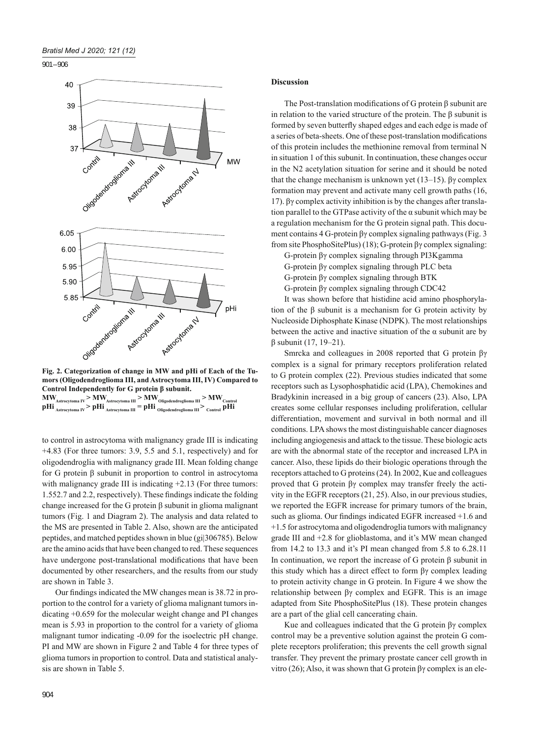Fig. 2. Categorization of change in MW and pHi of Each of the Tumors (Oligodendroglioma III, and Astrocytoma III, IV) Compared to Control Independently for G protein β subunit.
$MW_{Astrocytoma\ IV} > MW_{Astrocytoma\ III} > MW_{Oligodendroglioma\ III} > MW_{Control}$
$pHi_{Astrocytoma\ IV} > pHi_{Astrocytoma\ III} = pHi_{Oligodendroglioma\ III} >_{Control} pHi$

to control in astrocytoma with malignancy grade III is indicating +4.83 (For three tumors: 3.9, 5.5 and 5.1, respectively) and for oligodendroglia with malignancy grade III. Mean folding change for G protein β subunit in proportion to control in astrocytoma with malignancy grade III is indicating +2.13 (For three tumors: 1.552.7 and 2.2, respectively). These findings indicate the folding change increased for the G protein β subunit in glioma malignant tumors (Fig. 1 and Diagram 2). The analysis and data related to the MS are presented in Table 2. Also, shown are the anticipated peptides, and matched peptides shown in blue (gi|306785). Below are the amino acids that have been changed to red. These sequences have undergone post-translational modifications that have been documented by other researchers, and the results from our study are shown in Table 3.

Our findings indicated the MW changes mean is 38.72 in proportion to the control for a variety of glioma malignant tumors indicating +0.659 for the molecular weight change and PI changes mean is 5.93 in proportion to the control for a variety of glioma malignant tumor indicating -0.09 for the isoelectric pH change. PI and MW are shown in Figure 2 and Table 4 for three types of glioma tumors in proportion to control. Data and statistical analysis are shown in Table 5.

## Discussion

The Post-translation modifications of G protein β subunit are in relation to the varied structure of the protein. The β subunit is formed by seven butterfly shaped edges and each edge is made of a series of beta-sheets. One of these post-translation modifications of this protein includes the methionine removal from terminal N in situation 1 of this subunit. In continuation, these changes occur in the N2 acetylation situation for serine and it should be noted that the change mechanism is unknown yet (13–15). βγ complex formation may prevent and activate many cell growth paths (16, 17). βγ complex activity inhibition is by the changes after translation parallel to the GTPase activity of the α subunit which may be a regulation mechanism for the G protein signal path. This document contains 4 G-protein βγ complex signaling pathways (Fig. 3 from site PhosphoSitePlus) (18); G-protein βγ complex signaling:

G-protein βγ complex signaling through PI3Kgamma
G-protein βγ complex signaling through PLC beta
G-protein βγ complex signaling through BTK
G-protein βγ complex signaling through CDC42

It was shown before that histidine acid amino phosphorylation of the β subunit is a mechanism for G protein activity by Nucleoside Diphosphate Kinase (NDPK). The most relationships between the active and inactive situation of the α subunit are by β subunit (17, 19–21).

Smrcka and colleagues in 2008 reported that G protein βγ complex is a signal for primary receptors proliferation related to G protein complex (22). Previous studies indicated that some receptors such as Lysophosphatidic acid (LPA), Chemokines and Bradykinin increased in a big group of cancers (23). Also, LPA creates some cellular responses including proliferation, cellular differentiation, movement and survival in both normal and ill conditions. LPA shows the most distinguishable cancer diagnoses including angiogenesis and attack to the tissue. These biologic acts are with the abnormal state of the receptor and increased LPA in cancer. Also, these lipids do their biologic operations through the receptors attached to G proteins (24). In 2002, Kue and colleagues proved that G protein βγ complex may transfer freely the activity in the EGFR receptors (21, 25). Also, in our previous studies, we reported the EGFR increase for primary tumors of the brain, such as glioma. Our findings indicated EGFR increased +1.6 and +1.5 for astrocytoma and oligodendroglia tumors with malignancy grade III and +2.8 for glioblastoma, and it's MW mean changed from 14.2 to 13.3 and it's PI mean changed from 5.8 to 6.28.11 In continuation, we report the increase of G protein β subunit in this study which has a direct effect to form βγ complex leading to protein activity change in G protein. In Figure 4 we show the relationship between βγ complex and EGFR. This is an image adapted from Site PhosphoSitePlus (18). These protein changes are a part of the glial cell cancerating chain.

Kue and colleagues indicated that the G protein βγ complex control may be a preventive solution against the protein G complete receptors proliferation; this prevents the cell growth signal transfer. They prevent the primary prostate cancer cell growth in vitro (26); Also, it was shown that G protein βγ complex is an ele-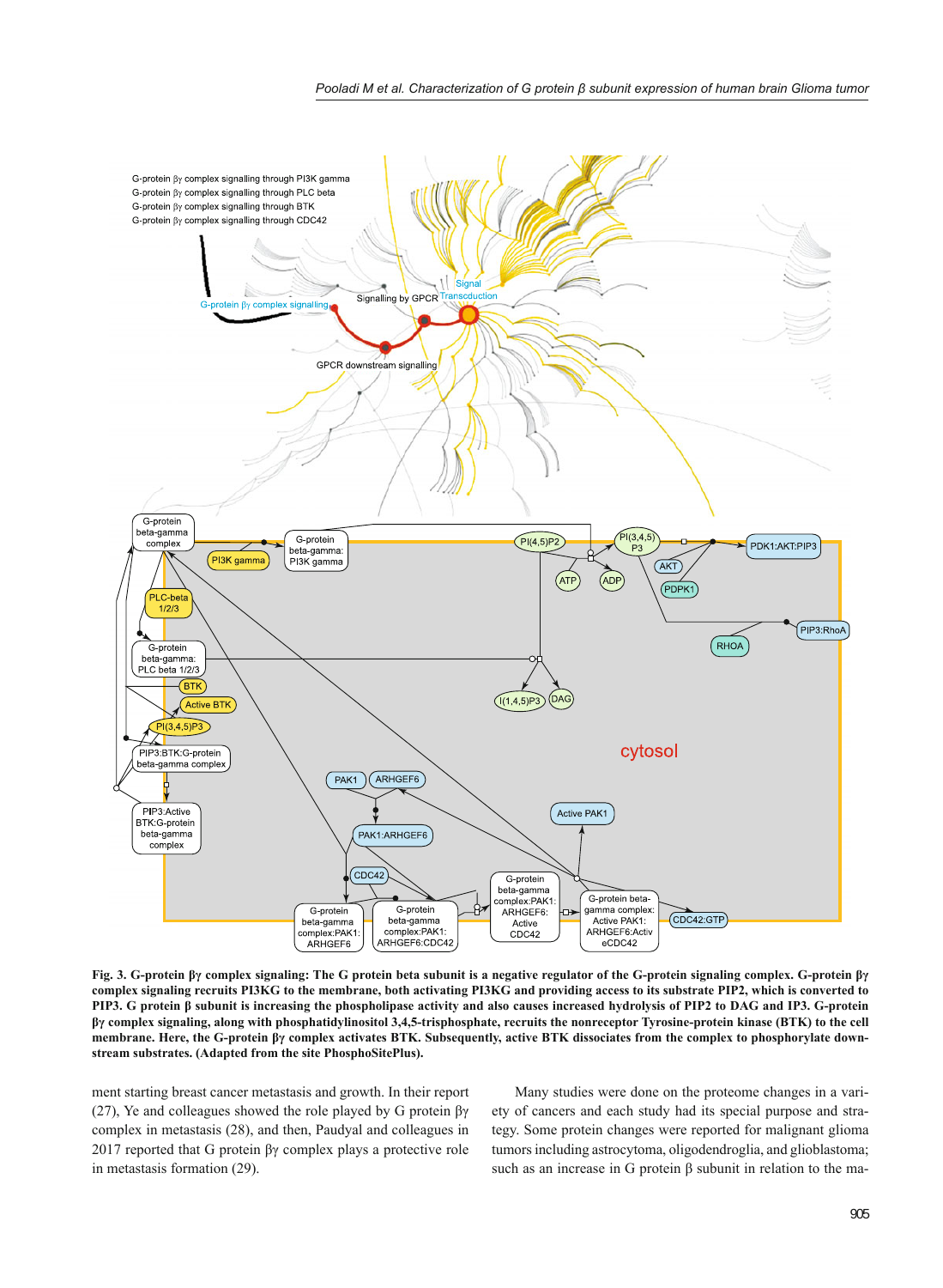**Fig. 3. G-protein βγ complex signaling: The G protein beta subunit is a negative regulator of the G-protein signaling complex. G-protein βγ complex signaling recruits PI3KG to the membrane, both activating PI3KG and providing access to its substrate PIP2, which is converted to PIP3. G protein β subunit is increasing the phospholipase activity and also causes increased hydrolysis of PIP2 to DAG and IP3. G-protein βγ complex signaling, along with phosphatidylinositol 3,4,5-trisphosphate, recruits the nonreceptor Tyrosine-protein kinase (BTK) to the cell membrane. Here, the G-protein βγ complex activates BTK. Subsequently, active BTK dissociates from the complex to phosphorylate downstream substrates. (Adapted from the site PhosphoSitePlus).**

ment starting breast cancer metastasis and growth. In their report (27), Ye and colleagues showed the role played by G protein βγ complex in metastasis (28), and then, Paudyal and colleagues in 2017 reported that G protein βγ complex plays a protective role in metastasis formation (29).

Many studies were done on the proteome changes in a variety of cancers and each study had its special purpose and strategy. Some protein changes were reported for malignant glioma tumors including astrocytoma, oligodendroglia, and glioblastoma; such as an increase in G protein β subunit in relation to the ma-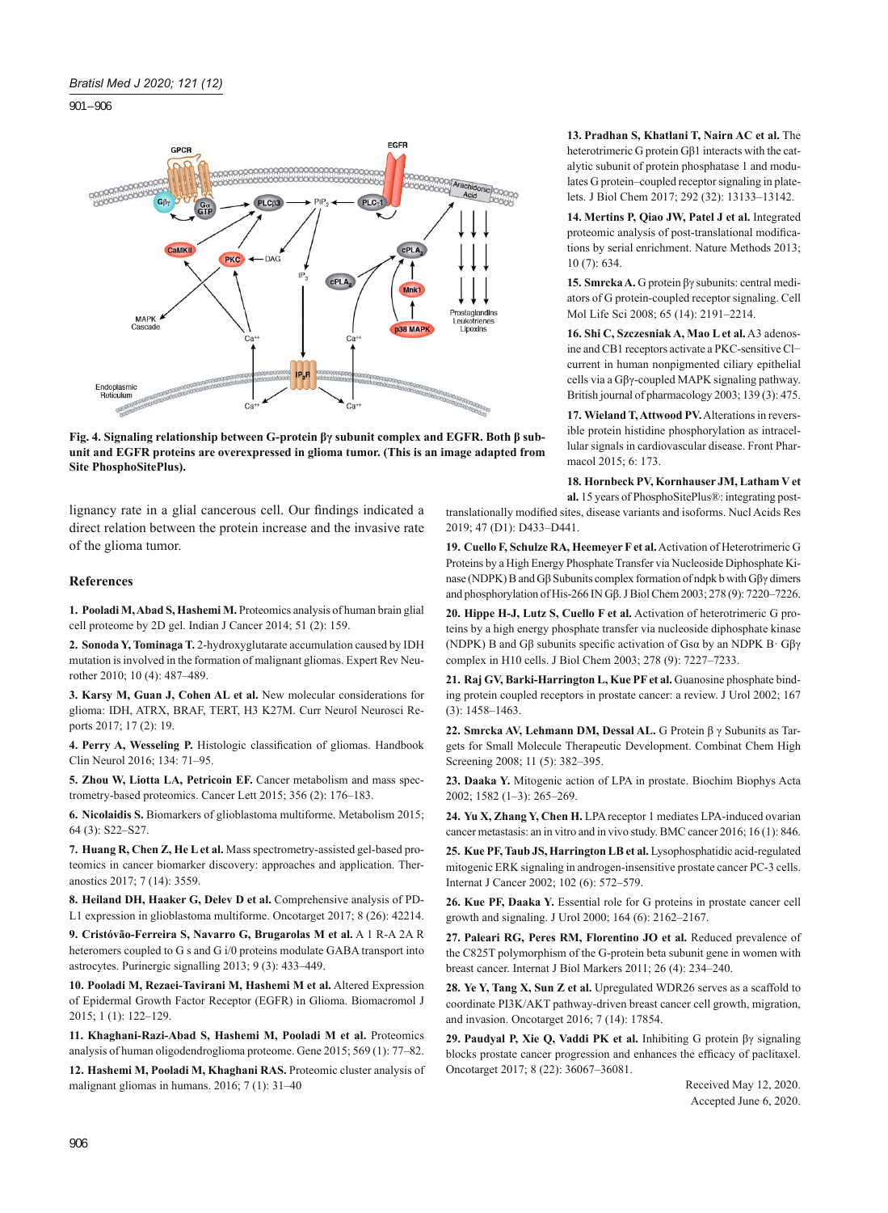GPCR

EGFR

Gβγ

Gα GTP

PLCβ3

PIP2

PLC-1

Arachidonic Acid

CaMKII

PKC

DAG

cPLA2

IP3

cPLA2

Mnk1

p38 MAPK

Prostaglandins Leukotrienes Lipoxins

MAPK Cascade

Ca++

Ca++

IP3R

Endoplasmic Reticulum

Ca++

Ca++

**Fig. 4. Signaling relationship between G-protein βγ subunit complex and EGFR. Both β subunit and EGFR proteins are overexpressed in glioma tumor. (This is an image adapted from Site PhosphoSitePlus).**

lignancy rate in a glial cancerous cell. Our findings indicated a direct relation between the protein increase and the invasive rate of the glioma tumor.

## References

1. **Pooladi M, Abad S, Hashemi M.** Proteomics analysis of human brain glial cell proteome by 2D gel. Indian J Cancer 2014; 51 (2): 159.

2. **Sonoda Y, Tominaga T.** 2-hydroxyglutarate accumulation caused by IDH mutation is involved in the formation of malignant gliomas. Expert Rev Neurother 2010; 10 (4): 487–489.

3. **Karsy M, Guan J, Cohen AL et al.** New molecular considerations for glioma: IDH, ATRX, BRAF, TERT, H3 K27M. Curr Neurol Neurosci Reports 2017; 17 (2): 19.

4. **Perry A, Wesseling P.** Histologic classification of gliomas. Handbook Clin Neurol 2016; 134: 71–95.

5. **Zhou W, Liotta LA, Petricoin EF.** Cancer metabolism and mass spectrometry-based proteomics. Cancer Lett 2015; 356 (2): 176–183.

6. **Nicolaidis S.** Biomarkers of glioblastoma multiforme. Metabolism 2015; 64 (3): S22–S27.

7. **Huang R, Chen Z, He L et al.** Mass spectrometry-assisted gel-based proteomics in cancer biomarker discovery: approaches and application. Theranostics 2017; 7 (14): 3559.

8. **Heiland DH, Haaker G, Delev D et al.** Comprehensive analysis of PD-L1 expression in glioblastoma multiforme. Oncotarget 2017; 8 (26): 42214.

9. **Cristóvão-Ferreira S, Navarro G, Brugarolas M et al.** A 1 R-A 2A R heteromers coupled to G s and G i/0 proteins modulate GABA transport into astrocytes. Purinergic signalling 2013; 9 (3): 433–449.

10. **Pooladi M, Rezaei-Tavirani M, Hashemi M et al.** Altered Expression of Epidermal Growth Factor Receptor (EGFR) in Glioma. Biomacromol J 2015; 1 (1): 122–129.

11. **Khaghani-Razi-Abad S, Hashemi M, Pooladi M et al.** Proteomics analysis of human oligodendroglioma proteome. Gene 2015; 569 (1): 77–82.

12. **Hashemi M, Pooladi M, Khaghani RAS.** Proteomic cluster analysis of malignant gliomas in humans. 2016; 7 (1): 31–40

13. **Pradhan S, Khatlani T, Nairn AC et al.** The heterotrimeric G protein Gβ1 interacts with the catalytic subunit of protein phosphatase 1 and modulates G protein–coupled receptor signaling in platelets. J Biol Chem 2017; 292 (32): 13133–13142.

14. **Mertins P, Qiao JW, Patel J et al.** Integrated proteomic analysis of post-translational modifications by serial enrichment. Nature Methods 2013; 10 (7): 634.

15. **Smrcka A.** G protein βγ subunits: central mediators of G protein-coupled receptor signaling. Cell Mol Life Sci 2008; 65 (14): 2191–2214.

16. **Shi C, Szczesniak A, Mao L et al.** A3 adenosine and CB1 receptors activate a PKC-sensitive Cl– current in human nonpigmented ciliary epithelial cells via a Gβγ-coupled MAPK signaling pathway. British journal of pharmacology 2003; 139 (3): 475.

17. **Wieland T, Attwood PV.** Alterations in reversible protein histidine phosphorylation as intracellular signals in cardiovascular disease. Front Pharmacol 2015; 6: 173.

18. **Hornbeck PV, Kornhauser JM, Latham V et al.** 15 years of PhosphoSitePlus®: integrating post-translationally modified sites, disease variants and isoforms. Nucl Acids Res 2019; 47 (D1): D433–D441.

19. **Cuello F, Schulze RA, Heemeyer F et al.** Activation of Heterotrimeric G Proteins by a High Energy Phosphate Transfer via Nucleoside Diphosphate Kinase (NDPK) B and Gβ Subunits complex formation of ndpk b with Gβγ dimers and phosphorylation of His-266 IN Gβ. J Biol Chem 2003; 278 (9): 7220–7226.

20. **Hippe H-J, Lutz S, Cuello F et al.** Activation of heterotrimeric G proteins by a high energy phosphate transfer via nucleoside diphosphate kinase (NDPK) B and Gβ subunits specific activation of Gsα by an NDPK B· Gβγ complex in H10 cells. J Biol Chem 2003; 278 (9): 7227–7233.

21. **Raj GV, Barki-Harrington L, Kue PF et al.** Guanosine phosphate binding protein coupled receptors in prostate cancer: a review. J Urol 2002; 167 (3): 1458–1463.

22. **Smrcka AV, Lehmann DM, Dessal AL.** G Protein β γ Subunits as Targets for Small Molecule Therapeutic Development. Combinat Chem High Screening 2008; 11 (5): 382–395.

23. **Daaka Y.** Mitogenic action of LPA in prostate. Biochim Biophys Acta 2002; 1582 (1–3): 265–269.

24. **Yu X, Zhang Y, Chen H.** LPA receptor 1 mediates LPA-induced ovarian cancer metastasis: an in vitro and in vivo study. BMC cancer 2016; 16 (1): 846.

25. **Kue PF, Taub JS, Harrington LB et al.** Lysophosphatidic acid-regulated mitogenic ERK signaling in androgen-insensitive prostate cancer PC-3 cells. Internat J Cancer 2002; 102 (6): 572–579.

26. **Kue PF, Daaka Y.** Essential role for G proteins in prostate cancer cell growth and signaling. J Urol 2000; 164 (6): 2162–2167.

27. **Paleari RG, Peres RM, Florentino JO et al.** Reduced prevalence of the C825T polymorphism of the G-protein beta subunit gene in women with breast cancer. Internat J Biol Markers 2011; 26 (4): 234–240.

28. **Ye Y, Tang X, Sun Z et al.** Upregulated WDR26 serves as a scaffold to coordinate PI3K/AKT pathway-driven breast cancer cell growth, migration, and invasion. Oncotarget 2016; 7 (14): 17854.

29. **Paudyal P, Xie Q, Vaddi PK et al.** Inhibiting G protein βγ signaling blocks prostate cancer progression and enhances the efficacy of paclitaxel. Oncotarget 2017; 8 (22): 36067–36081.

Received May 12, 2020.
Accepted June 6, 2020.